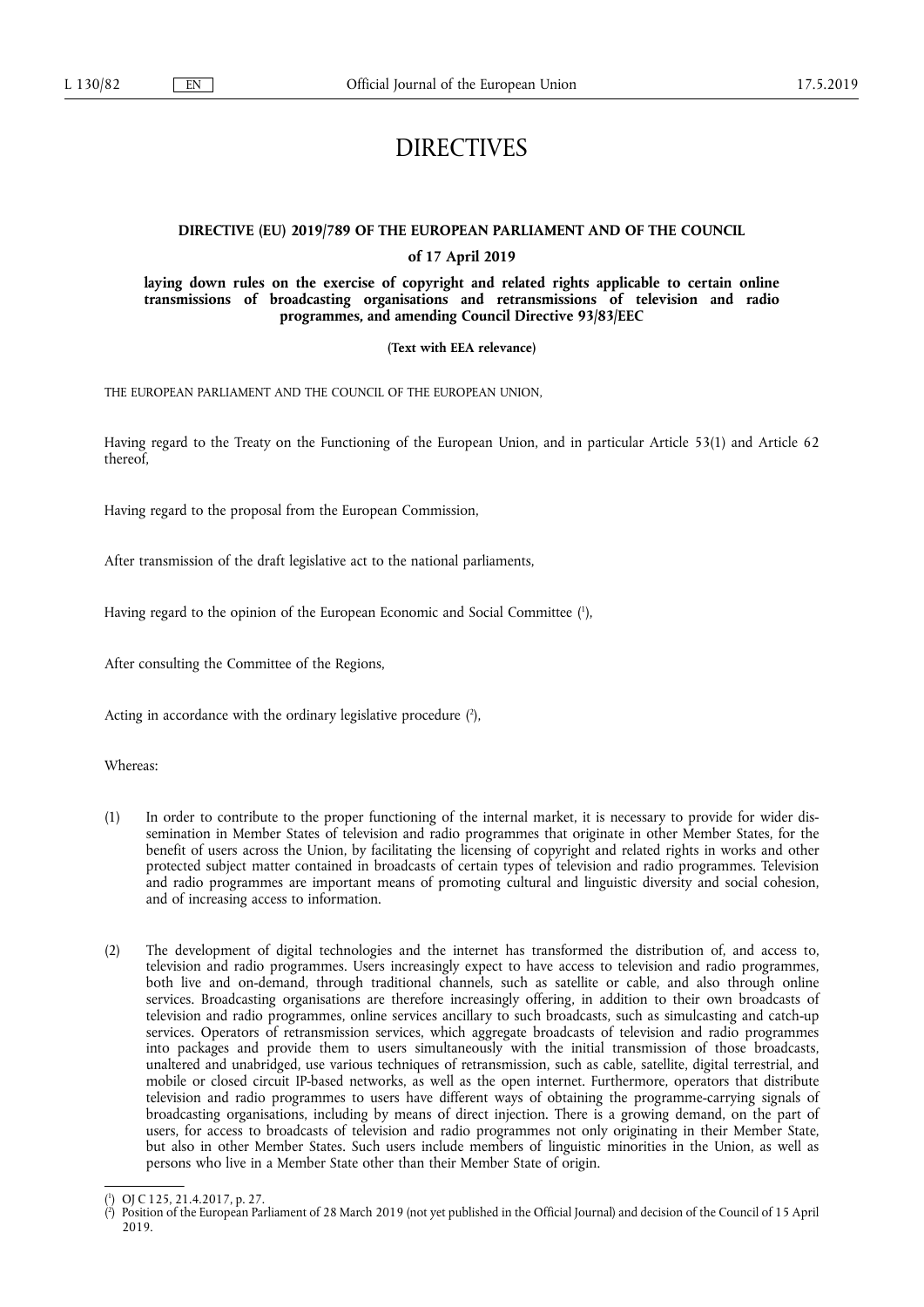# DIRECTIVES

## DIRECTIVE (EU) 2019/789 OF THE EUROPEAN PARLIAMENT AND OF THE COUNCIL

### of 17 April 2019

### laying down rules on the exercise of copyright and related rights applicable to certain online transmissions of broadcasting organisations and retransmissions of television and radio programmes, and amending Council Directive 93/83/EEC

**(Text with EEA relevance)**

THE EUROPEAN PARLIAMENT AND THE COUNCIL OF THE EUROPEAN UNION,

Having regard to the Treaty on the Functioning of the European Union, and in particular Article 53(1) and Article 62 thereof,

Having regard to the proposal from the European Commission,

After transmission of the draft legislative act to the national parliaments,

Having regard to the opinion of the European Economic and Social Committee [1],

After consulting the Committee of the Regions,

Acting in accordance with the ordinary legislative procedure [2],

Whereas:

(1) In order to contribute to the proper functioning of the internal market, it is necessary to provide for wider dissemination in Member States of television and radio programmes that originate in other Member States, for the benefit of users across the Union, by facilitating the licensing of copyright and related rights in works and other protected subject matter contained in broadcasts of certain types of television and radio programmes. Television and radio programmes are important means of promoting cultural and linguistic diversity and social cohesion, and of increasing access to information.

(2) The development of digital technologies and the internet has transformed the distribution of, and access to, television and radio programmes. Users increasingly expect to have access to television and radio programmes, both live and on-demand, through traditional channels, such as satellite or cable, and also through online services. Broadcasting organisations are therefore increasingly offering, in addition to their own broadcasts of television and radio programmes, online services ancillary to such broadcasts, such as simulcasting and catch-up services. Operators of retransmission services, which aggregate broadcasts of television and radio programmes into packages and provide them to users simultaneously with the initial transmission of those broadcasts, unaltered and unabridged, use various techniques of retransmission, such as cable, satellite, digital terrestrial, and mobile or closed circuit IP-based networks, as well as the open internet. Furthermore, operators that distribute television and radio programmes to users have different ways of obtaining the programme-carrying signals of broadcasting organisations, including by means of direct injection. There is a growing demand, on the part of users, for access to broadcasts of television and radio programmes not only originating in their Member State, but also in other Member States. Such users include members of linguistic minorities in the Union, as well as persons who live in a Member State other than their Member State of origin.

---

[1] OJ C 125, 21.4.2017, p. 27.

[2] Position of the European Parliament of 28 March 2019 (not yet published in the Official Journal) and decision of the Council of 15 April 2019.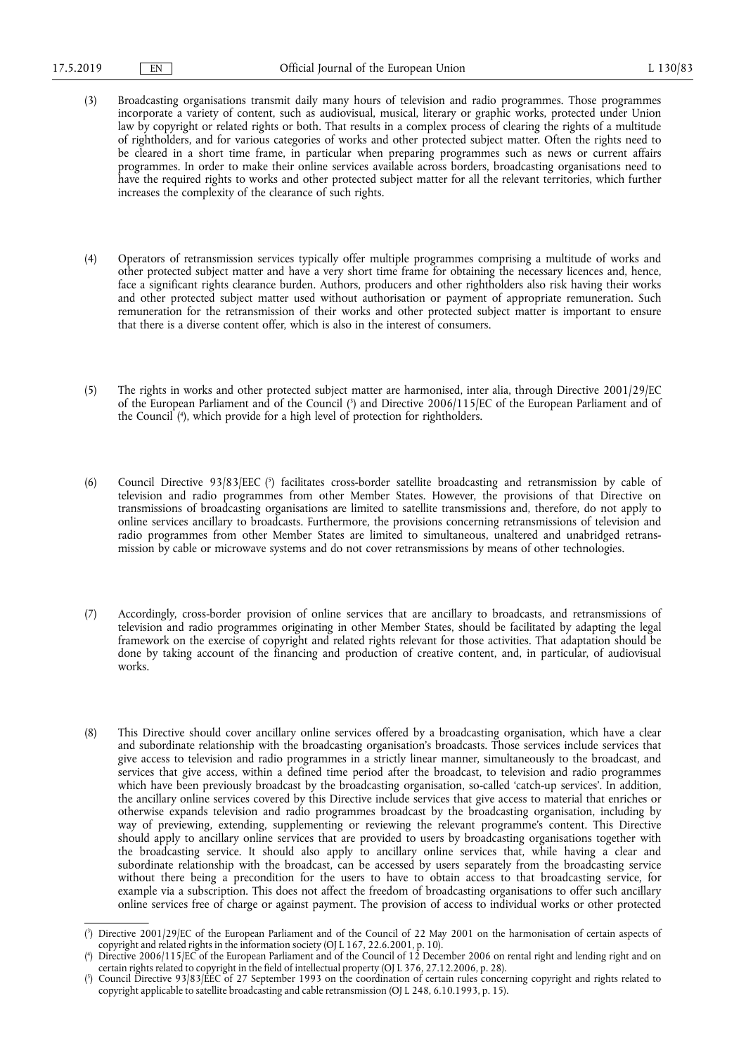(3) Broadcasting organisations transmit daily many hours of television and radio programmes. Those programmes incorporate a variety of content, such as audiovisual, musical, literary or graphic works, protected under Union law by copyright or related rights or both. That results in a complex process of clearing the rights of a multitude of rightholders, and for various categories of works and other protected subject matter. Often the rights need to be cleared in a short time frame, in particular when preparing programmes such as news or current affairs programmes. In order to make their online services available across borders, broadcasting organisations need to have the required rights to works and other protected subject matter for all the relevant territories, which further increases the complexity of the clearance of such rights.

(4) Operators of retransmission services typically offer multiple programmes comprising a multitude of works and other protected subject matter and have a very short time frame for obtaining the necessary licences and, hence, face a significant rights clearance burden. Authors, producers and other rightholders also risk having their works and other protected subject matter used without authorisation or payment of appropriate remuneration. Such remuneration for the retransmission of their works and other protected subject matter is important to ensure that there is a diverse content offer, which is also in the interest of consumers.

(5) The rights in works and other protected subject matter are harmonised, inter alia, through Directive 2001/29/EC of the European Parliament and of the Council ([3]) and Directive 2006/115/EC of the European Parliament and of the Council ([4]), which provide for a high level of protection for rightholders.

(6) Council Directive 93/83/EEC ([5]) facilitates cross-border satellite broadcasting and retransmission by cable of television and radio programmes from other Member States. However, the provisions of that Directive on transmissions of broadcasting organisations are limited to satellite transmissions and, therefore, do not apply to online services ancillary to broadcasts. Furthermore, the provisions concerning retransmissions of television and radio programmes from other Member States are limited to simultaneous, unaltered and unabridged retransmission by cable or microwave systems and do not cover retransmissions by means of other technologies.

(7) Accordingly, cross-border provision of online services that are ancillary to broadcasts, and retransmissions of television and radio programmes originating in other Member States, should be facilitated by adapting the legal framework on the exercise of copyright and related rights relevant for those activities. That adaptation should be done by taking account of the financing and production of creative content, and, in particular, of audiovisual works.

(8) This Directive should cover ancillary online services offered by a broadcasting organisation, which have a clear and subordinate relationship with the broadcasting organisation's broadcasts. Those services include services that give access to television and radio programmes in a strictly linear manner, simultaneously to the broadcast, and services that give access, within a defined time period after the broadcast, to television and radio programmes which have been previously broadcast by the broadcasting organisation, so-called 'catch-up services'. In addition, the ancillary online services covered by this Directive include services that give access to material that enriches or otherwise expands television and radio programmes broadcast by the broadcasting organisation, including by way of previewing, extending, supplementing or reviewing the relevant programme's content. This Directive should apply to ancillary online services that are provided to users by broadcasting organisations together with the broadcasting service. It should also apply to ancillary online services that, while having a clear and subordinate relationship with the broadcast, can be accessed by users separately from the broadcasting service without there being a precondition for the users to have to obtain access to that broadcasting service, for example via a subscription. This does not affect the freedom of broadcasting organisations to offer such ancillary online services free of charge or against payment. The provision of access to individual works or other protected

---

([3]) Directive 2001/29/EC of the European Parliament and of the Council of 22 May 2001 on the harmonisation of certain aspects of copyright and related rights in the information society (OJ L 167, 22.6.2001, p. 10).

([4]) Directive 2006/115/EC of the European Parliament and of the Council of 12 December 2006 on rental right and lending right and on certain rights related to copyright in the field of intellectual property (OJ L 376, 27.12.2006, p. 28).

([5]) Council Directive 93/83/EEC of 27 September 1993 on the coordination of certain rules concerning copyright and rights related to copyright applicable to satellite broadcasting and cable retransmission (OJ L 248, 6.10.1993, p. 15).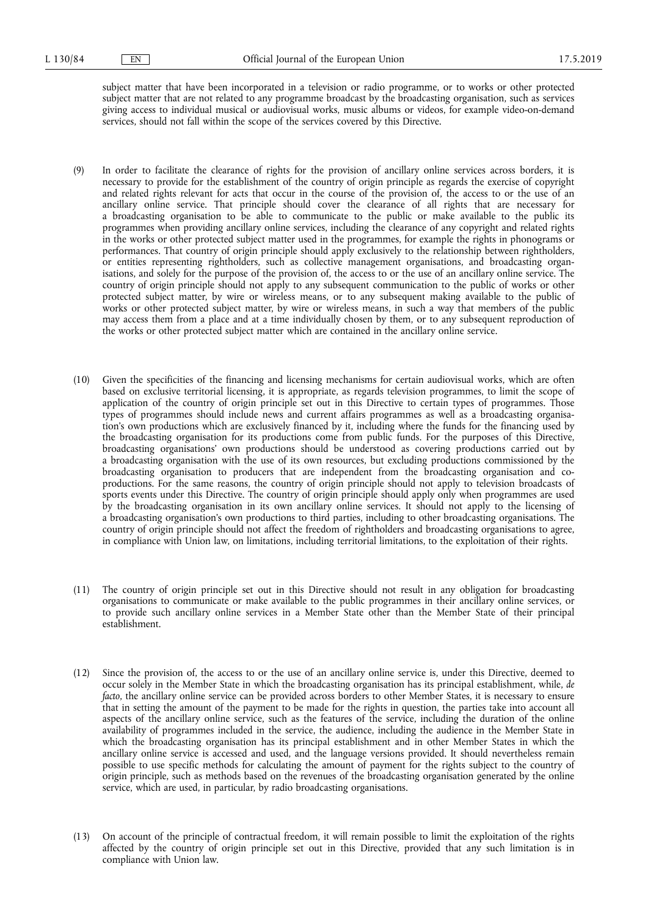subject matter that have been incorporated in a television or radio programme, or to works or other protected subject matter that are not related to any programme broadcast by the broadcasting organisation, such as services giving access to individual musical or audiovisual works, music albums or videos, for example video-on-demand services, should not fall within the scope of the services covered by this Directive.

(9) In order to facilitate the clearance of rights for the provision of ancillary online services across borders, it is necessary to provide for the establishment of the country of origin principle as regards the exercise of copyright and related rights relevant for acts that occur in the course of the provision of, the access to or the use of an ancillary online service. That principle should cover the clearance of all rights that are necessary for a broadcasting organisation to be able to communicate to the public or make available to the public its programmes when providing ancillary online services, including the clearance of any copyright and related rights in the works or other protected subject matter used in the programmes, for example the rights in phonograms or performances. That country of origin principle should apply exclusively to the relationship between rightholders, or entities representing rightholders, such as collective management organisations, and broadcasting organisations, and solely for the purpose of the provision of, the access to or the use of an ancillary online service. The country of origin principle should not apply to any subsequent communication to the public of works or other protected subject matter, by wire or wireless means, or to any subsequent making available to the public of works or other protected subject matter, by wire or wireless means, in such a way that members of the public may access them from a place and at a time individually chosen by them, or to any subsequent reproduction of the works or other protected subject matter which are contained in the ancillary online service.

(10) Given the specificities of the financing and licensing mechanisms for certain audiovisual works, which are often based on exclusive territorial licensing, it is appropriate, as regards television programmes, to limit the scope of application of the country of origin principle set out in this Directive to certain types of programmes. Those types of programmes should include news and current affairs programmes as well as a broadcasting organisation's own productions which are exclusively financed by it, including where the funds for the financing used by the broadcasting organisation for its productions come from public funds. For the purposes of this Directive, broadcasting organisations' own productions should be understood as covering productions carried out by a broadcasting organisation with the use of its own resources, but excluding productions commissioned by the broadcasting organisation to producers that are independent from the broadcasting organisation and co-productions. For the same reasons, the country of origin principle should not apply to television broadcasts of sports events under this Directive. The country of origin principle should apply only when programmes are used by the broadcasting organisation in its own ancillary online services. It should not apply to the licensing of a broadcasting organisation's own productions to third parties, including to other broadcasting organisations. The country of origin principle should not affect the freedom of rightholders and broadcasting organisations to agree, in compliance with Union law, on limitations, including territorial limitations, to the exploitation of their rights.

(11) The country of origin principle set out in this Directive should not result in any obligation for broadcasting organisations to communicate or make available to the public programmes in their ancillary online services, or to provide such ancillary online services in a Member State other than the Member State of their principal establishment.

(12) Since the provision of, the access to or the use of an ancillary online service is, under this Directive, deemed to occur solely in the Member State in which the broadcasting organisation has its principal establishment, while, *de facto*, the ancillary online service can be provided across borders to other Member States, it is necessary to ensure that in setting the amount of the payment to be made for the rights in question, the parties take into account all aspects of the ancillary online service, such as the features of the service, including the duration of the online availability of programmes included in the service, the audience, including the audience in the Member State in which the broadcasting organisation has its principal establishment and in other Member States in which the ancillary online service is accessed and used, and the language versions provided. It should nevertheless remain possible to use specific methods for calculating the amount of payment for the rights subject to the country of origin principle, such as methods based on the revenues of the broadcasting organisation generated by the online service, which are used, in particular, by radio broadcasting organisations.

(13) On account of the principle of contractual freedom, it will remain possible to limit the exploitation of the rights affected by the country of origin principle set out in this Directive, provided that any such limitation is in compliance with Union law.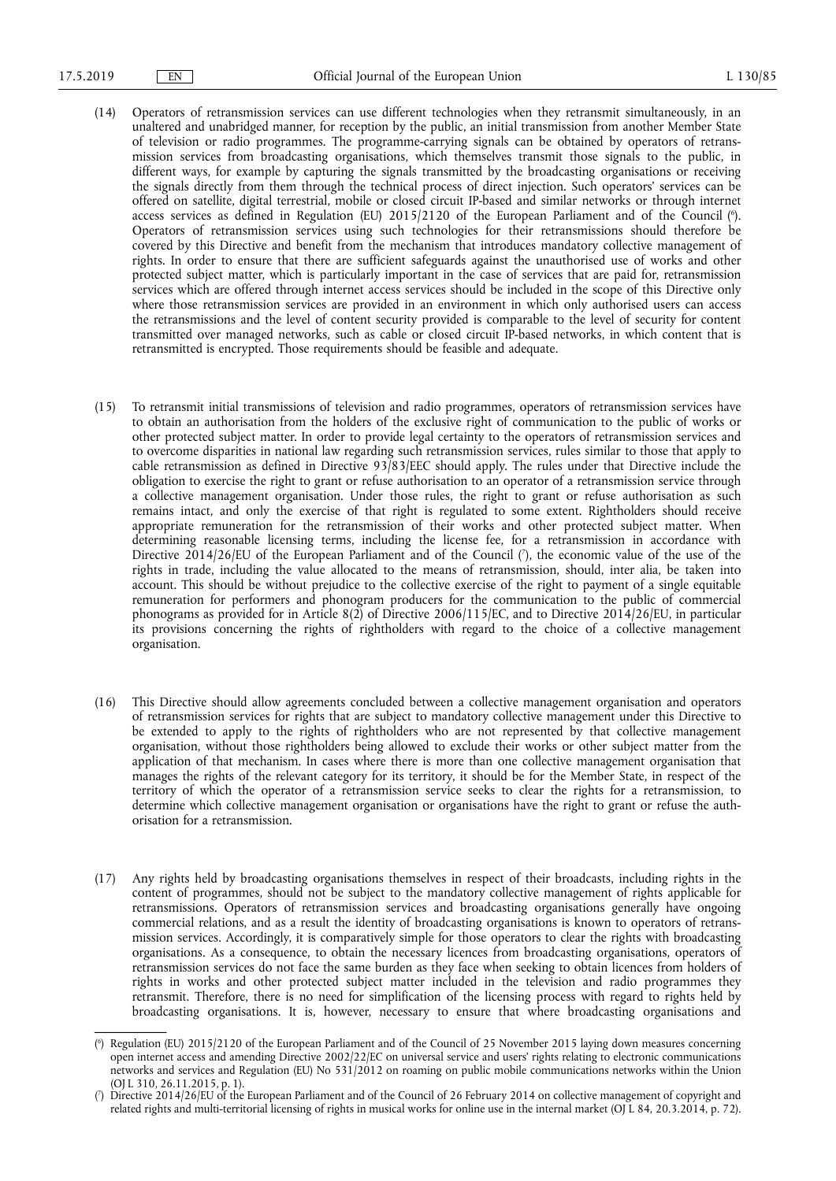(14) Operators of retransmission services can use different technologies when they retransmit simultaneously, in an unaltered and unabridged manner, for reception by the public, an initial transmission from another Member State of television or radio programmes. The programme-carrying signals can be obtained by operators of retransmission services from broadcasting organisations, which themselves transmit those signals to the public, in different ways, for example by capturing the signals transmitted by the broadcasting organisations or receiving the signals directly from them through the technical process of direct injection. Such operators' services can be offered on satellite, digital terrestrial, mobile or closed circuit IP-based and similar networks or through internet access services as defined in Regulation (EU) 2015/2120 of the European Parliament and of the Council [6]. Operators of retransmission services using such technologies for their retransmissions should therefore be covered by this Directive and benefit from the mechanism that introduces mandatory collective management of rights. In order to ensure that there are sufficient safeguards against the unauthorised use of works and other protected subject matter, which is particularly important in the case of services that are paid for, retransmission services which are offered through internet access services should be included in the scope of this Directive only where those retransmission services are provided in an environment in which only authorised users can access the retransmissions and the level of content security provided is comparable to the level of security for content transmitted over managed networks, such as cable or closed circuit IP-based networks, in which content that is retransmitted is encrypted. Those requirements should be feasible and adequate.

(15) To retransmit initial transmissions of television and radio programmes, operators of retransmission services have to obtain an authorisation from the holders of the exclusive right of communication to the public of works or other protected subject matter. In order to provide legal certainty to the operators of retransmission services and to overcome disparities in national law regarding such retransmission services, rules similar to those that apply to cable retransmission as defined in Directive 93/83/EEC should apply. The rules under that Directive include the obligation to exercise the right to grant or refuse authorisation to an operator of a retransmission service through a collective management organisation. Under those rules, the right to grant or refuse authorisation as such remains intact, and only the exercise of that right is regulated to some extent. Rightholders should receive appropriate remuneration for the retransmission of their works and other protected subject matter. When determining reasonable licensing terms, including the license fee, for a retransmission in accordance with Directive 2014/26/EU of the European Parliament and of the Council [7], the economic value of the use of the rights in trade, including the value allocated to the means of retransmission, should, inter alia, be taken into account. This should be without prejudice to the collective exercise of the right to payment of a single equitable remuneration for performers and phonogram producers for the communication to the public of commercial phonograms as provided for in Article 8(2) of Directive 2006/115/EC, and to Directive 2014/26/EU, in particular its provisions concerning the rights of rightholders with regard to the choice of a collective management organisation.

(16) This Directive should allow agreements concluded between a collective management organisation and operators of retransmission services for rights that are subject to mandatory collective management under this Directive to be extended to apply to the rights of rightholders who are not represented by that collective management organisation, without those rightholders being allowed to exclude their works or other subject matter from the application of that mechanism. In cases where there is more than one collective management organisation that manages the rights of the relevant category for its territory, it should be for the Member State, in respect of the territory of which the operator of a retransmission service seeks to clear the rights for a retransmission, to determine which collective management organisation or organisations have the right to grant or refuse the authorisation for a retransmission.

(17) Any rights held by broadcasting organisations themselves in respect of their broadcasts, including rights in the content of programmes, should not be subject to the mandatory collective management of rights applicable for retransmissions. Operators of retransmission services and broadcasting organisations generally have ongoing commercial relations, and as a result the identity of broadcasting organisations is known to operators of retransmission services. Accordingly, it is comparatively simple for those operators to clear the rights with broadcasting organisations. As a consequence, to obtain the necessary licences from broadcasting organisations, operators of retransmission services do not face the same burden as they face when seeking to obtain licences from holders of rights in works and other protected subject matter included in the television and radio programmes they retransmit. Therefore, there is no need for simplification of the licensing process with regard to rights held by broadcasting organisations. It is, however, necessary to ensure that where broadcasting organisations and

---

[6] Regulation (EU) 2015/2120 of the European Parliament and of the Council of 25 November 2015 laying down measures concerning open internet access and amending Directive 2002/22/EC on universal service and users' rights relating to electronic communications networks and services and Regulation (EU) No 531/2012 on roaming on public mobile communications networks within the Union (OJ L 310, 26.11.2015, p. 1).

[7] Directive 2014/26/EU of the European Parliament and of the Council of 26 February 2014 on collective management of copyright and related rights and multi-territorial licensing of rights in musical works for online use in the internal market (OJ L 84, 20.3.2014, p. 72).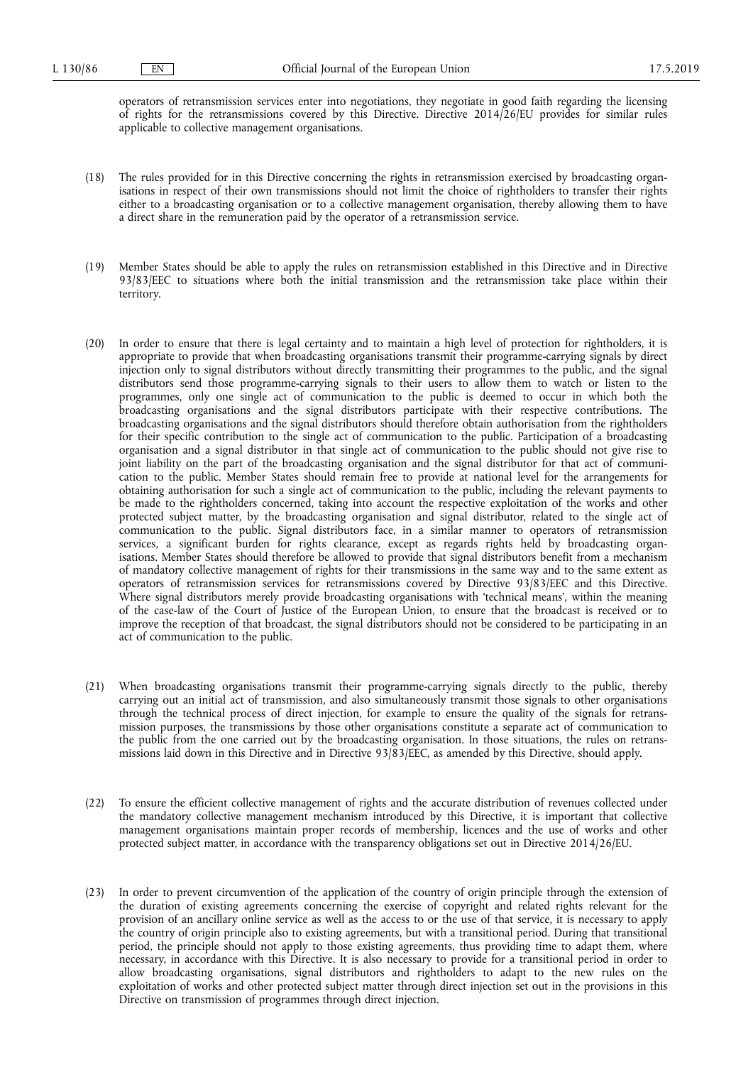operators of retransmission services enter into negotiations, they negotiate in good faith regarding the licensing of rights for the retransmissions covered by this Directive. Directive 2014/26/EU provides for similar rules applicable to collective management organisations.

(18) The rules provided for in this Directive concerning the rights in retransmission exercised by broadcasting organisations in respect of their own transmissions should not limit the choice of rightholders to transfer their rights either to a broadcasting organisation or to a collective management organisation, thereby allowing them to have a direct share in the remuneration paid by the operator of a retransmission service.

(19) Member States should be able to apply the rules on retransmission established in this Directive and in Directive 93/83/EEC to situations where both the initial transmission and the retransmission take place within their territory.

(20) In order to ensure that there is legal certainty and to maintain a high level of protection for rightholders, it is appropriate to provide that when broadcasting organisations transmit their programme-carrying signals by direct injection only to signal distributors without directly transmitting their programmes to the public, and the signal distributors send those programme-carrying signals to their users to allow them to watch or listen to the programmes, only one single act of communication to the public is deemed to occur in which both the broadcasting organisations and the signal distributors participate with their respective contributions. The broadcasting organisations and the signal distributors should therefore obtain authorisation from the rightholders for their specific contribution to the single act of communication to the public. Participation of a broadcasting organisation and a signal distributor in that single act of communication to the public should not give rise to joint liability on the part of the broadcasting organisation and the signal distributor for that act of communication to the public. Member States should remain free to provide at national level for the arrangements for obtaining authorisation for such a single act of communication to the public, including the relevant payments to be made to the rightholders concerned, taking into account the respective exploitation of the works and other protected subject matter, by the broadcasting organisation and signal distributor, related to the single act of communication to the public. Signal distributors face, in a similar manner to operators of retransmission services, a significant burden for rights clearance, except as regards rights held by broadcasting organisations. Member States should therefore be allowed to provide that signal distributors benefit from a mechanism of mandatory collective management of rights for their transmissions in the same way and to the same extent as operators of retransmission services for retransmissions covered by Directive 93/83/EEC and this Directive. Where signal distributors merely provide broadcasting organisations with 'technical means', within the meaning of the case-law of the Court of Justice of the European Union, to ensure that the broadcast is received or to improve the reception of that broadcast, the signal distributors should not be considered to be participating in an act of communication to the public.

(21) When broadcasting organisations transmit their programme-carrying signals directly to the public, thereby carrying out an initial act of transmission, and also simultaneously transmit those signals to other organisations through the technical process of direct injection, for example to ensure the quality of the signals for retransmission purposes, the transmissions by those other organisations constitute a separate act of communication to the public from the one carried out by the broadcasting organisation. In those situations, the rules on retransmissions laid down in this Directive and in Directive 93/83/EEC, as amended by this Directive, should apply.

(22) To ensure the efficient collective management of rights and the accurate distribution of revenues collected under the mandatory collective management mechanism introduced by this Directive, it is important that collective management organisations maintain proper records of membership, licences and the use of works and other protected subject matter, in accordance with the transparency obligations set out in Directive 2014/26/EU.

(23) In order to prevent circumvention of the application of the country of origin principle through the extension of the duration of existing agreements concerning the exercise of copyright and related rights relevant for the provision of an ancillary online service as well as the access to or the use of that service, it is necessary to apply the country of origin principle also to existing agreements, but with a transitional period. During that transitional period, the principle should not apply to those existing agreements, thus providing time to adapt them, where necessary, in accordance with this Directive. It is also necessary to provide for a transitional period in order to allow broadcasting organisations, signal distributors and rightholders to adapt to the new rules on the exploitation of works and other protected subject matter through direct injection set out in the provisions in this Directive on transmission of programmes through direct injection.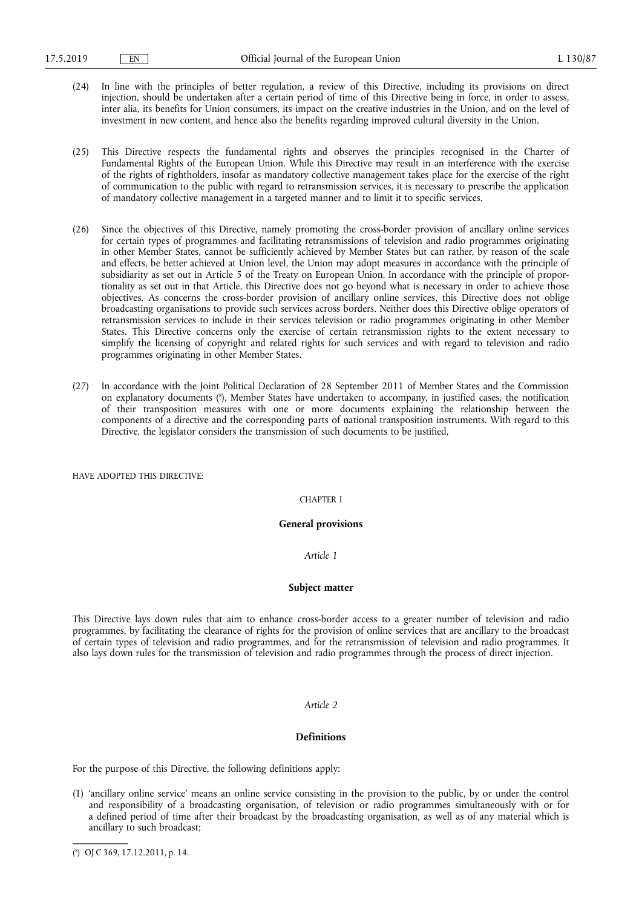(24) In line with the principles of better regulation, a review of this Directive, including its provisions on direct injection, should be undertaken after a certain period of time of this Directive being in force, in order to assess, inter alia, its benefits for Union consumers, its impact on the creative industries in the Union, and on the level of investment in new content, and hence also the benefits regarding improved cultural diversity in the Union.

(25) This Directive respects the fundamental rights and observes the principles recognised in the Charter of Fundamental Rights of the European Union. While this Directive may result in an interference with the exercise of the rights of rightholders, insofar as mandatory collective management takes place for the exercise of the right of communication to the public with regard to retransmission services, it is necessary to prescribe the application of mandatory collective management in a targeted manner and to limit it to specific services.

(26) Since the objectives of this Directive, namely promoting the cross-border provision of ancillary online services for certain types of programmes and facilitating retransmissions of television and radio programmes originating in other Member States, cannot be sufficiently achieved by Member States but can rather, by reason of the scale and effects, be better achieved at Union level, the Union may adopt measures in accordance with the principle of subsidiarity as set out in Article 5 of the Treaty on European Union. In accordance with the principle of proportionality as set out in that Article, this Directive does not go beyond what is necessary in order to achieve those objectives. As concerns the cross-border provision of ancillary online services, this Directive does not oblige broadcasting organisations to provide such services across borders. Neither does this Directive oblige operators of retransmission services to include in their services television or radio programmes originating in other Member States. This Directive concerns only the exercise of certain retransmission rights to the extent necessary to simplify the licensing of copyright and related rights for such services and with regard to television and radio programmes originating in other Member States.

(27) In accordance with the Joint Political Declaration of 28 September 2011 of Member States and the Commission on explanatory documents [8], Member States have undertaken to accompany, in justified cases, the notification of their transposition measures with one or more documents explaining the relationship between the components of a directive and the corresponding parts of national transposition instruments. With regard to this Directive, the legislator considers the transmission of such documents to be justified,

HAVE ADOPTED THIS DIRECTIVE:

## CHAPTER I

## General provisions

*Article 1*

### Subject matter

This Directive lays down rules that aim to enhance cross-border access to a greater number of television and radio programmes, by facilitating the clearance of rights for the provision of online services that are ancillary to the broadcast of certain types of television and radio programmes, and for the retransmission of television and radio programmes. It also lays down rules for the transmission of television and radio programmes through the process of direct injection.

*Article 2*

### Definitions

For the purpose of this Directive, the following definitions apply:

(1) 'ancillary online service' means an online service consisting in the provision to the public, by or under the control and responsibility of a broadcasting organisation, of television or radio programmes simultaneously with or for a defined period of time after their broadcast by the broadcasting organisation, as well as of any material which is ancillary to such broadcast;

---

[8] OJ C 369, 17.12.2011, p. 14.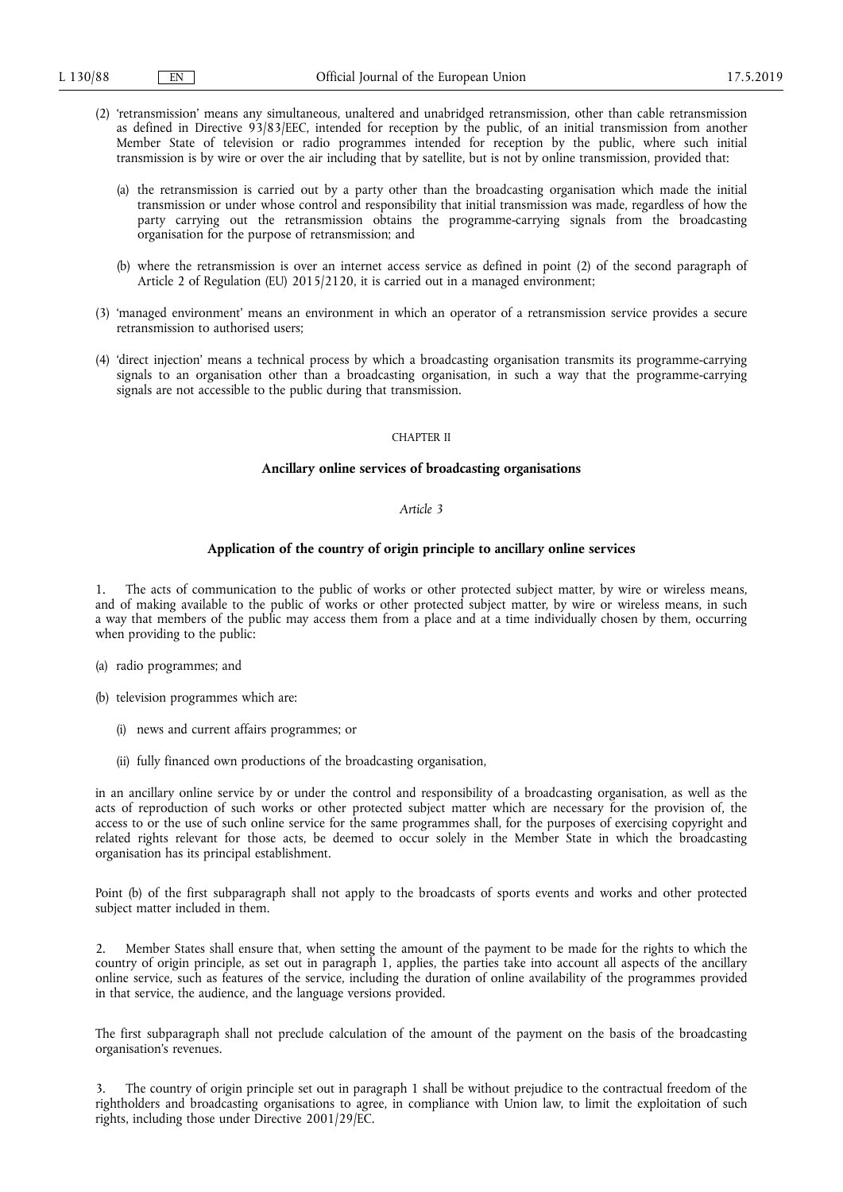(2) 'retransmission' means any simultaneous, unaltered and unabridged retransmission, other than cable retransmission as defined in Directive 93/83/EEC, intended for reception by the public, of an initial transmission from another Member State of television or radio programmes intended for reception by the public, where such initial transmission is by wire or over the air including that by satellite, but is not by online transmission, provided that:

(a) the retransmission is carried out by a party other than the broadcasting organisation which made the initial transmission or under whose control and responsibility that initial transmission was made, regardless of how the party carrying out the retransmission obtains the programme-carrying signals from the broadcasting organisation for the purpose of retransmission; and

(b) where the retransmission is over an internet access service as defined in point (2) of the second paragraph of Article 2 of Regulation (EU) 2015/2120, it is carried out in a managed environment;

(3) 'managed environment' means an environment in which an operator of a retransmission service provides a secure retransmission to authorised users;

(4) 'direct injection' means a technical process by which a broadcasting organisation transmits its programme-carrying signals to an organisation other than a broadcasting organisation, in such a way that the programme-carrying signals are not accessible to the public during that transmission.

CHAPTER II

## Ancillary online services of broadcasting organisations

*Article 3*

### Application of the country of origin principle to ancillary online services

1. The acts of communication to the public of works or other protected subject matter, by wire or wireless means, and of making available to the public of works or other protected subject matter, by wire or wireless means, in such a way that members of the public may access them from a place and at a time individually chosen by them, occurring when providing to the public:

(a) radio programmes; and

(b) television programmes which are:

(i) news and current affairs programmes; or

(ii) fully financed own productions of the broadcasting organisation,

in an ancillary online service by or under the control and responsibility of a broadcasting organisation, as well as the acts of reproduction of such works or other protected subject matter which are necessary for the provision of, the access to or the use of such online service for the same programmes shall, for the purposes of exercising copyright and related rights relevant for those acts, be deemed to occur solely in the Member State in which the broadcasting organisation has its principal establishment.

Point (b) of the first subparagraph shall not apply to the broadcasts of sports events and works and other protected subject matter included in them.

2. Member States shall ensure that, when setting the amount of the payment to be made for the rights to which the country of origin principle, as set out in paragraph 1, applies, the parties take into account all aspects of the ancillary online service, such as features of the service, including the duration of online availability of the programmes provided in that service, the audience, and the language versions provided.

The first subparagraph shall not preclude calculation of the amount of the payment on the basis of the broadcasting organisation's revenues.

3. The country of origin principle set out in paragraph 1 shall be without prejudice to the contractual freedom of the rightholders and broadcasting organisations to agree, in compliance with Union law, to limit the exploitation of such rights, including those under Directive 2001/29/EC.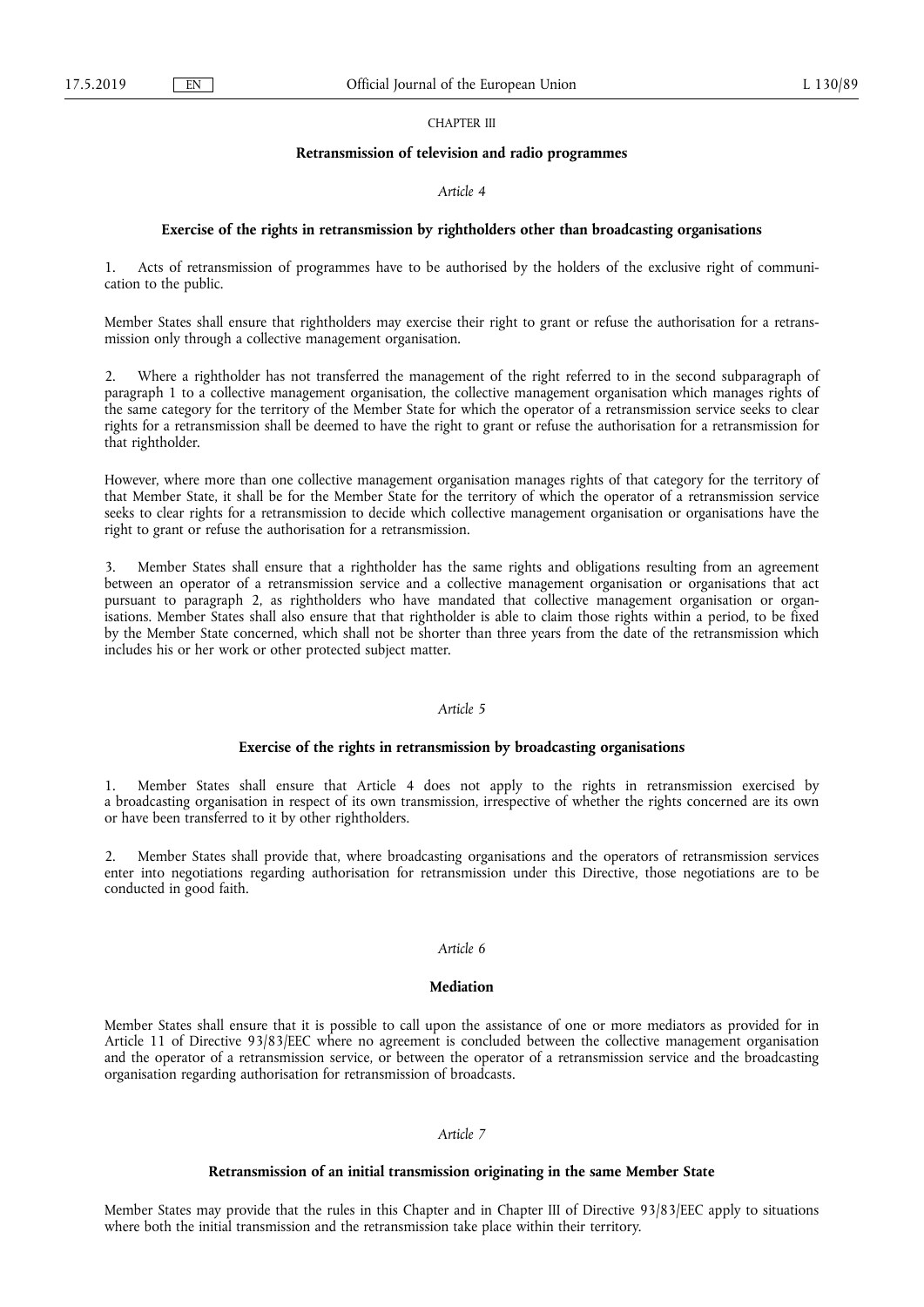CHAPTER III

## Retransmission of television and radio programmes

*Article 4*

### Exercise of the rights in retransmission by rightholders other than broadcasting organisations

1. Acts of retransmission of programmes have to be authorised by the holders of the exclusive right of communication to the public.

Member States shall ensure that rightholders may exercise their right to grant or refuse the authorisation for a retransmission only through a collective management organisation.

2. Where a rightholder has not transferred the management of the right referred to in the second subparagraph of paragraph 1 to a collective management organisation, the collective management organisation which manages rights of the same category for the territory of the Member State for which the operator of a retransmission service seeks to clear rights for a retransmission shall be deemed to have the right to grant or refuse the authorisation for a retransmission for that rightholder.

However, where more than one collective management organisation manages rights of that category for the territory of that Member State, it shall be for the Member State for the territory of which the operator of a retransmission service seeks to clear rights for a retransmission to decide which collective management organisation or organisations have the right to grant or refuse the authorisation for a retransmission.

3. Member States shall ensure that a rightholder has the same rights and obligations resulting from an agreement between an operator of a retransmission service and a collective management organisation or organisations that act pursuant to paragraph 2, as rightholders who have mandated that collective management organisation or organisations. Member States shall also ensure that that rightholder is able to claim those rights within a period, to be fixed by the Member State concerned, which shall not be shorter than three years from the date of the retransmission which includes his or her work or other protected subject matter.

*Article 5*

### Exercise of the rights in retransmission by broadcasting organisations

1. Member States shall ensure that Article 4 does not apply to the rights in retransmission exercised by a broadcasting organisation in respect of its own transmission, irrespective of whether the rights concerned are its own or have been transferred to it by other rightholders.

2. Member States shall provide that, where broadcasting organisations and the operators of retransmission services enter into negotiations regarding authorisation for retransmission under this Directive, those negotiations are to be conducted in good faith.

*Article 6*

### Mediation

Member States shall ensure that it is possible to call upon the assistance of one or more mediators as provided for in Article 11 of Directive 93/83/EEC where no agreement is concluded between the collective management organisation and the operator of a retransmission service, or between the operator of a retransmission service and the broadcasting organisation regarding authorisation for retransmission of broadcasts.

*Article 7*

### Retransmission of an initial transmission originating in the same Member State

Member States may provide that the rules in this Chapter and in Chapter III of Directive 93/83/EEC apply to situations where both the initial transmission and the retransmission take place within their territory.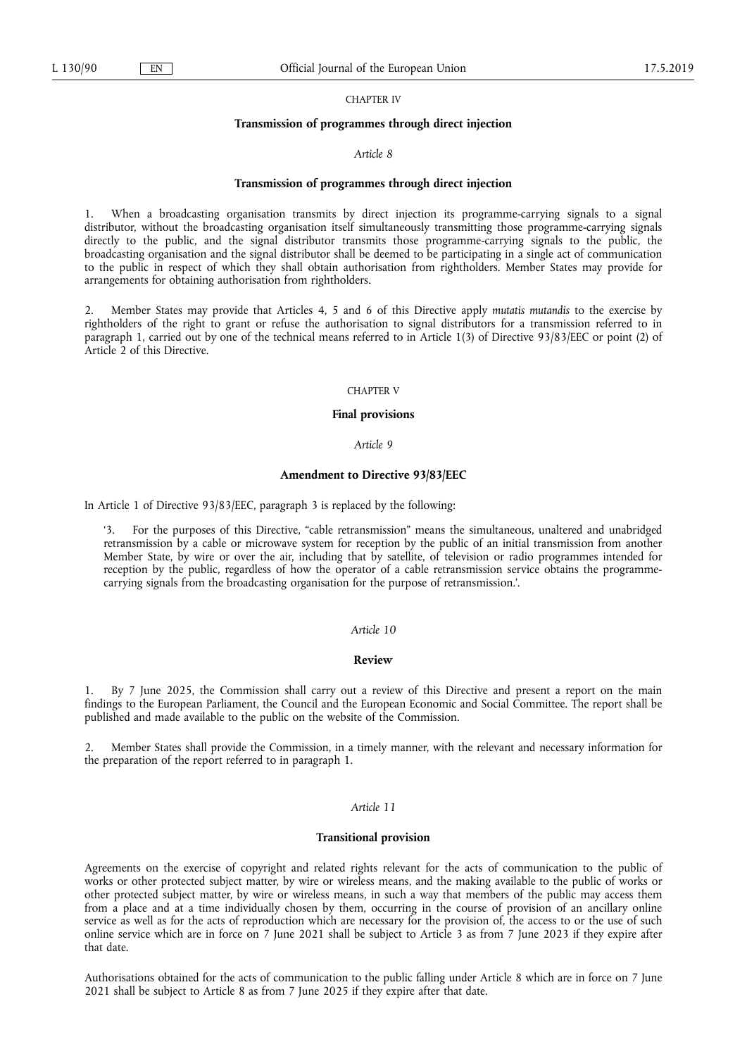CHAPTER IV

## Transmission of programmes through direct injection

*Article 8*

### Transmission of programmes through direct injection

1. When a broadcasting organisation transmits by direct injection its programme-carrying signals to a signal distributor, without the broadcasting organisation itself simultaneously transmitting those programme-carrying signals directly to the public, and the signal distributor transmits those programme-carrying signals to the public, the broadcasting organisation and the signal distributor shall be deemed to be participating in a single act of communication to the public in respect of which they shall obtain authorisation from rightholders. Member States may provide for arrangements for obtaining authorisation from rightholders.

2. Member States may provide that Articles 4, 5 and 6 of this Directive apply *mutatis mutandis* to the exercise by rightholders of the right to grant or refuse the authorisation to signal distributors for a transmission referred to in paragraph 1, carried out by one of the technical means referred to in Article 1(3) of Directive 93/83/EEC or point (2) of Article 2 of this Directive.

CHAPTER V

## Final provisions

*Article 9*

### Amendment to Directive 93/83/EEC

In Article 1 of Directive 93/83/EEC, paragraph 3 is replaced by the following:

> '3. For the purposes of this Directive, "cable retransmission" means the simultaneous, unaltered and unabridged retransmission by a cable or microwave system for reception by the public of an initial transmission from another Member State, by wire or over the air, including that by satellite, of television or radio programmes intended for reception by the public, regardless of how the operator of a cable retransmission service obtains the programme-carrying signals from the broadcasting organisation for the purpose of retransmission.'.

*Article 10*

### Review

1. By 7 June 2025, the Commission shall carry out a review of this Directive and present a report on the main findings to the European Parliament, the Council and the European Economic and Social Committee. The report shall be published and made available to the public on the website of the Commission.

2. Member States shall provide the Commission, in a timely manner, with the relevant and necessary information for the preparation of the report referred to in paragraph 1.

*Article 11*

### Transitional provision

Agreements on the exercise of copyright and related rights relevant for the acts of communication to the public of works or other protected subject matter, by wire or wireless means, and the making available to the public of works or other protected subject matter, by wire or wireless means, in such a way that members of the public may access them from a place and at a time individually chosen by them, occurring in the course of provision of an ancillary online service as well as for the acts of reproduction which are necessary for the provision of, the access to or the use of such online service which are in force on 7 June 2021 shall be subject to Article 3 as from 7 June 2023 if they expire after that date.

Authorisations obtained for the acts of communication to the public falling under Article 8 which are in force on 7 June 2021 shall be subject to Article 8 as from 7 June 2025 if they expire after that date.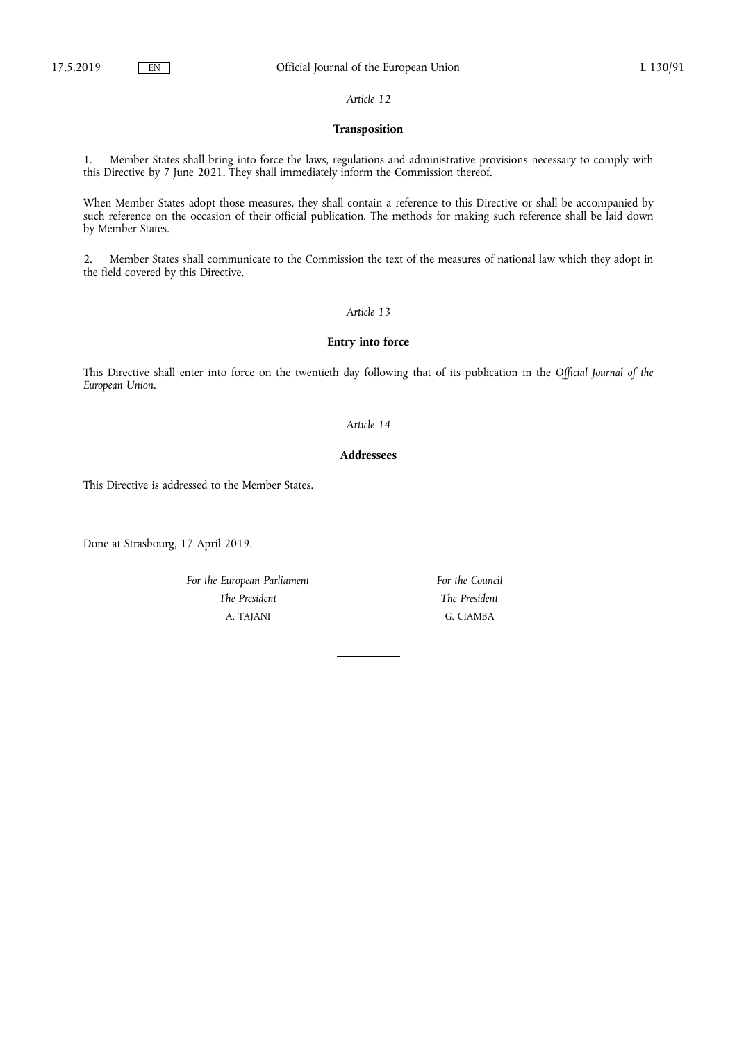*Article 12*

**Transposition**

1. Member States shall bring into force the laws, regulations and administrative provisions necessary to comply with this Directive by 7 June 2021. They shall immediately inform the Commission thereof.

When Member States adopt those measures, they shall contain a reference to this Directive or shall be accompanied by such reference on the occasion of their official publication. The methods for making such reference shall be laid down by Member States.

2. Member States shall communicate to the Commission the text of the measures of national law which they adopt in the field covered by this Directive.

*Article 13*

**Entry into force**

This Directive shall enter into force on the twentieth day following that of its publication in the *Official Journal of the European Union*.

*Article 14*

**Addressees**

This Directive is addressed to the Member States.

Done at Strasbourg, 17 April 2019.

*For the European Parliament*
*The President*
A. TAJANI

*For the Council*
*The President*
G. CIAMBA